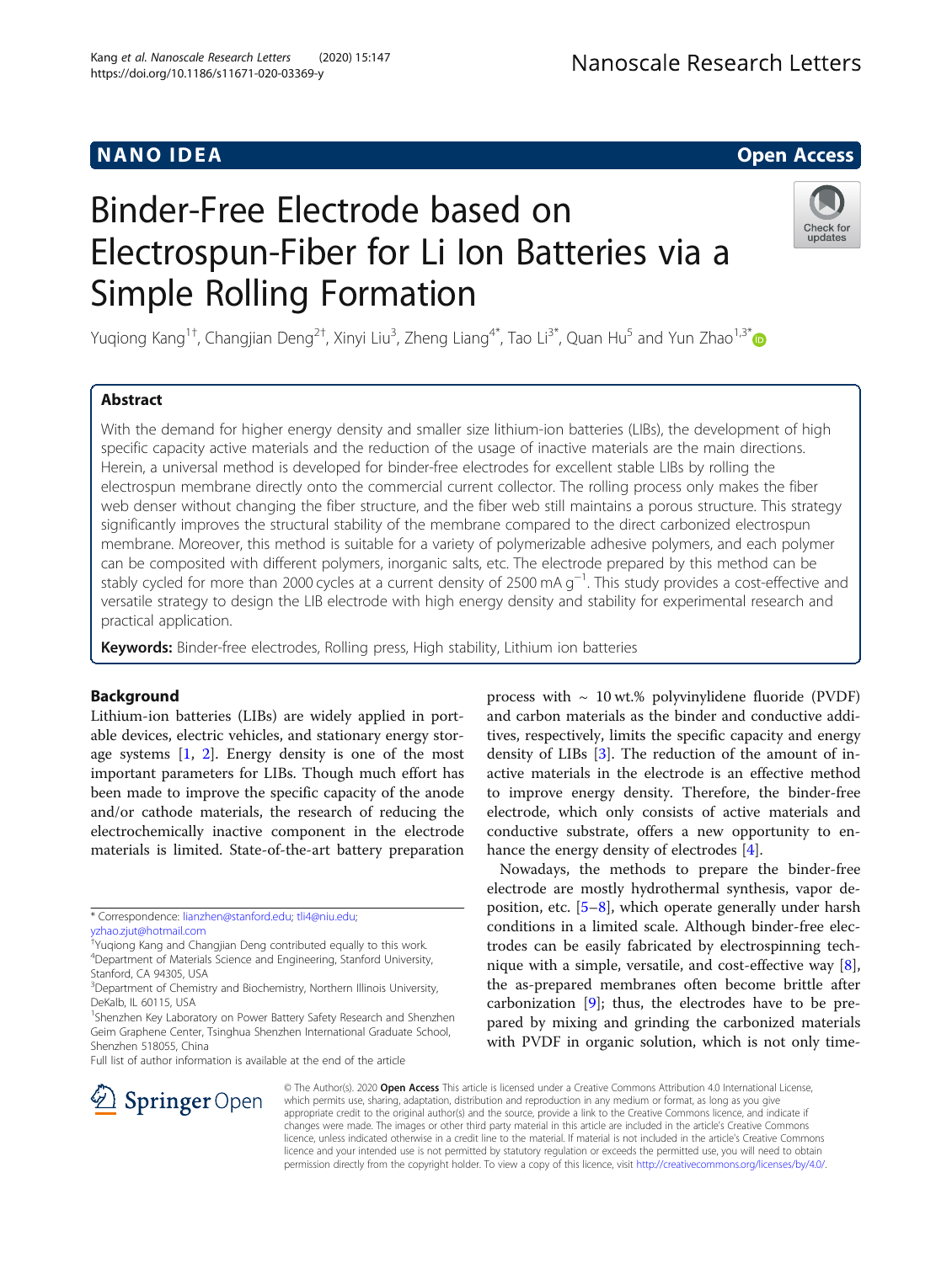NANO IDEA

Open Access

# Binder-Free Electrode based on Electrospun-Fiber for Li Ion Batteries via a Simple Rolling Formation

Yuqiong Kang[1†], Changjian Deng[2†], Xinyi Liu[3], Zheng Liang[4*], Tao Li[3*], Quan Hu[5] and Yun Zhao[1,3*]

## Abstract

With the demand for higher energy density and smaller size lithium-ion batteries (LIBs), the development of high specific capacity active materials and the reduction of the usage of inactive materials are the main directions. Herein, a universal method is developed for binder-free electrodes for excellent stable LIBs by rolling the electrospun membrane directly onto the commercial current collector. The rolling process only makes the fiber web denser without changing the fiber structure, and the fiber web still maintains a porous structure. This strategy significantly improves the structural stability of the membrane compared to the direct carbonized electrospun membrane. Moreover, this method is suitable for a variety of polymerizable adhesive polymers, and each polymer can be composited with different polymers, inorganic salts, etc. The electrode prepared by this method can be stably cycled for more than 2000 cycles at a current density of 2500 mA $g^{-1}$. This study provides a cost-effective and versatile strategy to design the LIB electrode with high energy density and stability for experimental research and practical application.

**Keywords:** Binder-free electrodes, Rolling press, High stability, Lithium ion batteries

## Background

Lithium-ion batteries (LIBs) are widely applied in portable devices, electric vehicles, and stationary energy storage systems [1, 2]. Energy density is one of the most important parameters for LIBs. Though much effort has been made to improve the specific capacity of the anode and/or cathode materials, the research of reducing the electrochemically inactive component in the electrode materials is limited. State-of-the-art battery preparation process with ~ 10 wt.% polyvinylidene fluoride (PVDF) and carbon materials as the binder and conductive additives, respectively, limits the specific capacity and energy density of LIBs [3]. The reduction of the amount of inactive materials in the electrode is an effective method to improve energy density. Therefore, the binder-free electrode, which only consists of active materials and conductive substrate, offers a new opportunity to enhance the energy density of electrodes [4].

Nowadays, the methods to prepare the binder-free electrode are mostly hydrothermal synthesis, vapor deposition, etc. [5–8], which operate generally under harsh conditions in a limited scale. Although binder-free electrodes can be easily fabricated by electrospinning technique with a simple, versatile, and cost-effective way [8], the as-prepared membranes often become brittle after carbonization [9]; thus, the electrodes have to be prepared by mixing and grinding the carbonized materials with PVDF in organic solution, which is not only time-

\* Correspondence: lianzhen@stanford.edu; tli4@niu.edu; yzhao.zjut@hotmail.com

†Yuqiong Kang and Changjian Deng contributed equally to this work.

[4]Department of Materials Science and Engineering, Stanford University, Stanford, CA 94305, USA

[3]Department of Chemistry and Biochemistry, Northern Illinois University, DeKalb, IL 60115, USA

[1]Shenzhen Key Laboratory on Power Battery Safety Research and Shenzhen Geim Graphene Center, Tsinghua Shenzhen International Graduate School, Shenzhen 518055, China

Full list of author information is available at the end of the article

© The Author(s). 2020 **Open Access** This article is licensed under a Creative Commons Attribution 4.0 International License, which permits use, sharing, adaptation, distribution and reproduction in any medium or format, as long as you give appropriate credit to the original author(s) and the source, provide a link to the Creative Commons licence, and indicate if changes were made. The images or other third party material in this article are included in the article's Creative Commons licence, unless indicated otherwise in a credit line to the material. If material is not included in the article's Creative Commons licence and your intended use is not permitted by statutory regulation or exceeds the permitted use, you will need to obtain permission directly from the copyright holder. To view a copy of this licence, visit http://creativecommons.org/licenses/by/4.0/.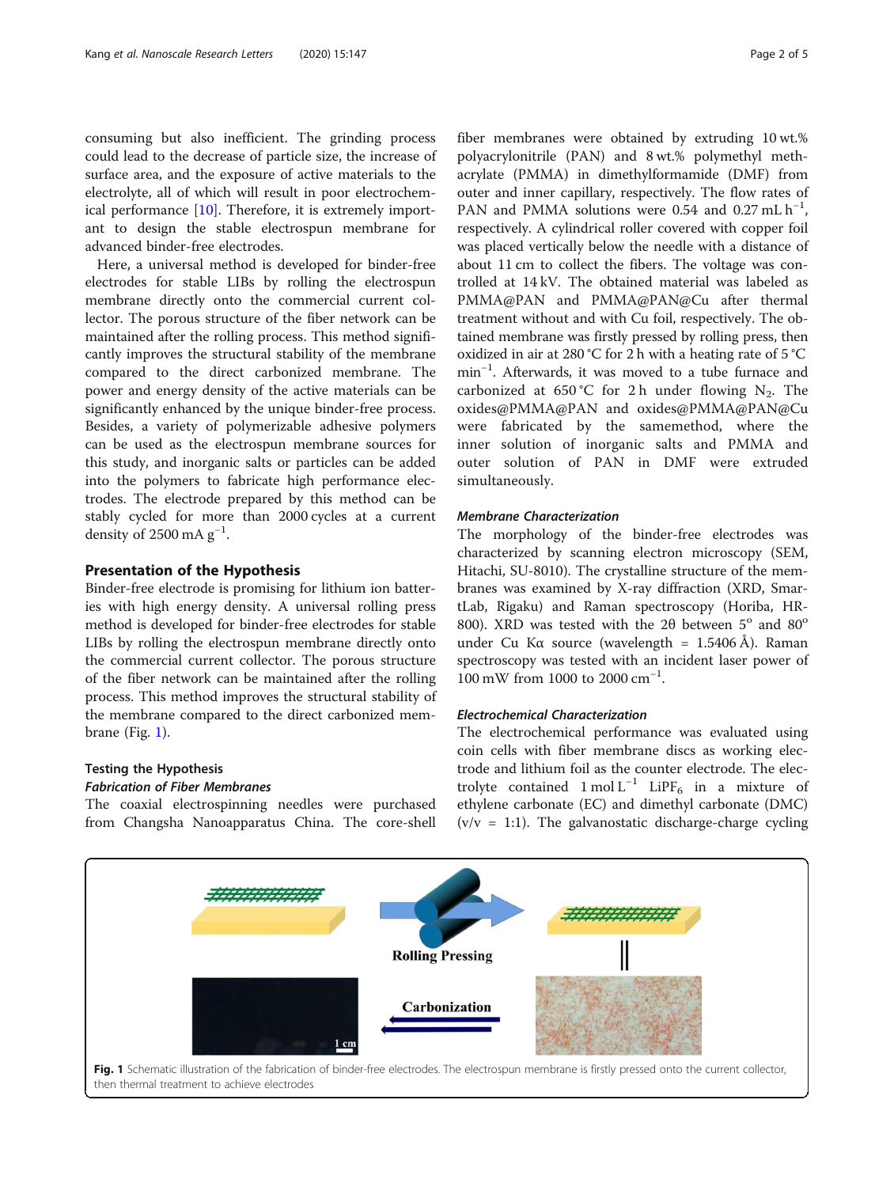consuming but also inefficient. The grinding process could lead to the decrease of particle size, the increase of surface area, and the exposure of active materials to the electrolyte, all of which will result in poor electrochemical performance [10]. Therefore, it is extremely important to design the stable electrospun membrane for advanced binder-free electrodes.

Here, a universal method is developed for binder-free electrodes for stable LIBs by rolling the electrospun membrane directly onto the commercial current collector. The porous structure of the fiber network can be maintained after the rolling process. This method significantly improves the structural stability of the membrane compared to the direct carbonized membrane. The power and energy density of the active materials can be significantly enhanced by the unique binder-free process. Besides, a variety of polymerizable adhesive polymers can be used as the electrospun membrane sources for this study, and inorganic salts or particles can be added into the polymers to fabricate high performance electrodes. The electrode prepared by this method can be stably cycled for more than 2000 cycles at a current density of 2500 mA $g^{-1}$.

## Presentation of the Hypothesis

Binder-free electrode is promising for lithium ion batteries with high energy density. A universal rolling press method is developed for binder-free electrodes for stable LIBs by rolling the electrospun membrane directly onto the commercial current collector. The porous structure of the fiber network can be maintained after the rolling process. This method improves the structural stability of the membrane compared to the direct carbonized membrane (Fig. 1).

## Testing the Hypothesis

### *Fabrication of Fiber Membranes*

The coaxial electrospinning needles were purchased from Changsha Nanoapparatus China. The core-shell fiber membranes were obtained by extruding 10 wt.% polyacrylonitrile (PAN) and 8 wt.% polymethyl methacrylate (PMMA) in dimethylformamide (DMF) from outer and inner capillary, respectively. The flow rates of PAN and PMMA solutions were 0.54 and 0.27 mL $h^{-1}$, respectively. A cylindrical roller covered with copper foil was placed vertically below the needle with a distance of about 11 cm to collect the fibers. The voltage was controlled at 14 kV. The obtained material was labeled as PMMA@PAN and PMMA@PAN@Cu after thermal treatment without and with Cu foil, respectively. The obtained membrane was firstly pressed by rolling press, then oxidized in air at 280 °C for 2 h with a heating rate of 5 °C $min^{-1}$. Afterwards, it was moved to a tube furnace and carbonized at 650 °C for 2 h under flowing $N_2$. The oxides@PMMA@PAN and oxides@PMMA@PAN@Cu were fabricated by the samemethod, where the inner solution of inorganic salts and PMMA and outer solution of PAN in DMF were extruded simultaneously.

### *Membrane Characterization*

The morphology of the binder-free electrodes was characterized by scanning electron microscopy (SEM, Hitachi, SU-8010). The crystalline structure of the membranes was examined by X-ray diffraction (XRD, SmartLab, Rigaku) and Raman spectroscopy (Horiba, HR-800). XRD was tested with the 2θ between 5° and 80° under Cu Kα source (wavelength = 1.5406 Å). Raman spectroscopy was tested with an incident laser power of 100 mW from 1000 to 2000 $cm^{-1}$.

### *Electrochemical Characterization*

The electrochemical performance was evaluated using coin cells with fiber membrane discs as working electrode and lithium foil as the counter electrode. The electrolyte contained 1 mol $L^{-1}$ $LiPF_6$ in a mixture of ethylene carbonate (EC) and dimethyl carbonate (DMC) (v/v = 1:1). The galvanostatic discharge-charge cycling

**Fig. 1** Schematic illustration of the fabrication of binder-free electrodes. The electrospun membrane is firstly pressed onto the current collector, then thermal treatment to achieve electrodes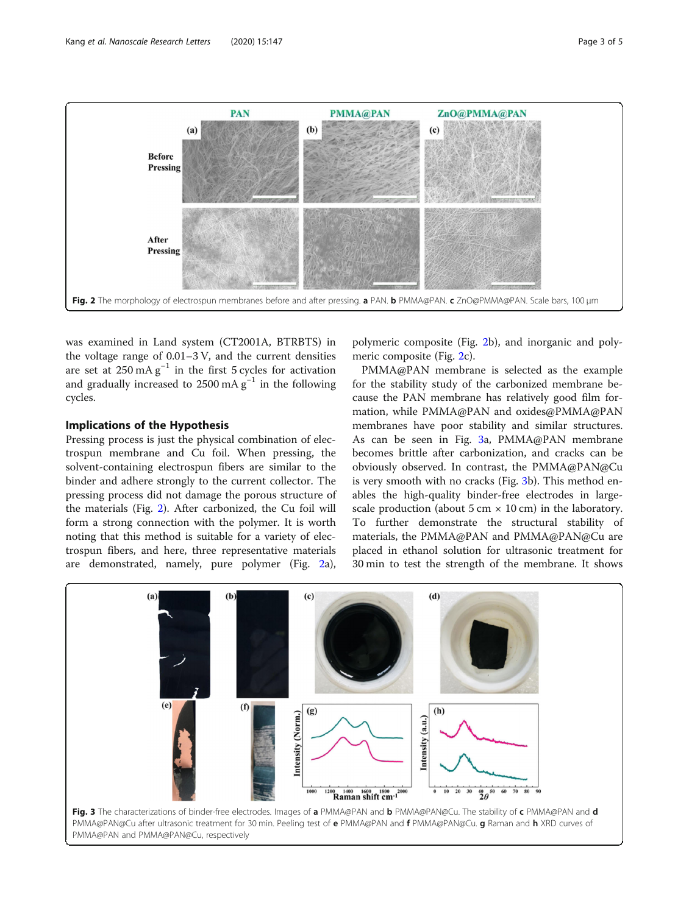Fig. 2 The morphology of electrospun membranes before and after pressing. **a** PAN. **b** PMMA@PAN. **c** ZnO@PMMA@PAN. Scale bars, 100 μm

was examined in Land system (CT2001A, BTRBTS) in the voltage range of 0.01–3 V, and the current densities are set at 250 mA $g^{-1}$ in the first 5 cycles for activation and gradually increased to 2500 mA $g^{-1}$ in the following cycles.

## Implications of the Hypothesis

Pressing process is just the physical combination of electrospun membrane and Cu foil. When pressing, the solvent-containing electrospun fibers are similar to the binder and adhere strongly to the current collector. The pressing process did not damage the porous structure of the materials (Fig. 2). After carbonized, the Cu foil will form a strong connection with the polymer. It is worth noting that this method is suitable for a variety of electrospun fibers, and here, three representative materials are demonstrated, namely, pure polymer (Fig. 2a), polymeric composite (Fig. 2b), and inorganic and polymeric composite (Fig. 2c).

PMMA@PAN membrane is selected as the example for the stability study of the carbonized membrane because the PAN membrane has relatively good film formation, while PMMA@PAN and oxides@PMMA@PAN membranes have poor stability and similar structures. As can be seen in Fig. 3a, PMMA@PAN membrane becomes brittle after carbonization, and cracks can be obviously observed. In contrast, the PMMA@PAN@Cu is very smooth with no cracks (Fig. 3b). This method enables the high-quality binder-free electrodes in large-scale production (about 5 cm × 10 cm) in the laboratory. To further demonstrate the structural stability of materials, the PMMA@PAN and PMMA@PAN@Cu are placed in ethanol solution for ultrasonic treatment for 30 min to test the strength of the membrane. It shows

Fig. 3 The characterizations of binder-free electrodes. Images of **a** PMMA@PAN and **b** PMMA@PAN@Cu. The stability of **c** PMMA@PAN and **d** PMMA@PAN@Cu after ultrasonic treatment for 30 min. Peeling test of **e** PMMA@PAN and **f** PMMA@PAN@Cu. **g** Raman and **h** XRD curves of PMMA@PAN and PMMA@PAN@Cu, respectively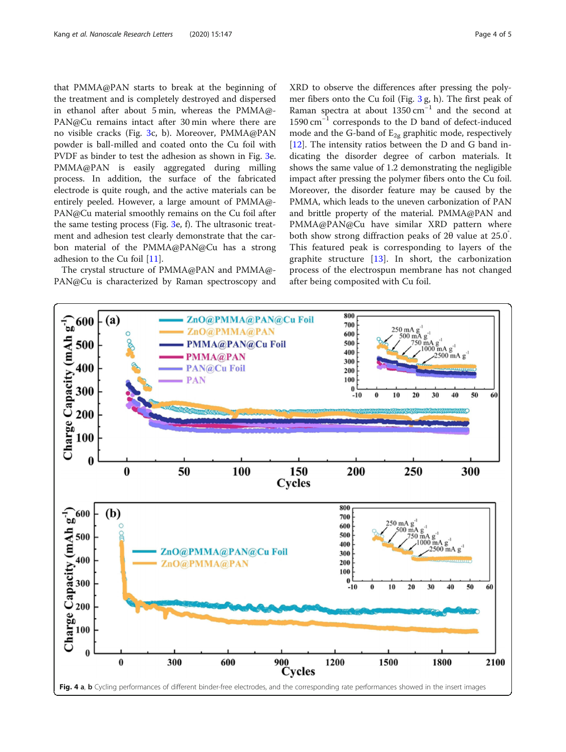that PMMA@PAN starts to break at the beginning of the treatment and is completely destroyed and dispersed in ethanol after about 5 min, whereas the PMMA@PAN@Cu remains intact after 30 min where there are no visible cracks (Fig. 3c, b). Moreover, PMMA@PAN powder is ball-milled and coated onto the Cu foil with PVDF as binder to test the adhesion as shown in Fig. 3e. PMMA@PAN is easily aggregated during milling process. In addition, the surface of the fabricated electrode is quite rough, and the active materials can be entirely peeled. However, a large amount of PMMA@PAN@Cu material smoothly remains on the Cu foil after the same testing process (Fig. 3e, f). The ultrasonic treatment and adhesion test clearly demonstrate that the carbon material of the PMMA@PAN@Cu has a strong adhesion to the Cu foil [11].

The crystal structure of PMMA@PAN and PMMA@PAN@Cu is characterized by Raman spectroscopy and XRD to observe the differences after pressing the polymer fibers onto the Cu foil (Fig. 3 g, h). The first peak of Raman spectra at about 1350 cm$^{-1}$ and the second at 1590 cm$^{-1}$ corresponds to the D band of defect-induced mode and the G-band of $E_{2g}$ graphitic mode, respectively [12]. The intensity ratios between the D and G band indicating the disorder degree of carbon materials. It shows the same value of 1.2 demonstrating the negligible impact after pressing the polymer fibers onto the Cu foil. Moreover, the disorder feature may be caused by the PMMA, which leads to the uneven carbonization of PAN and brittle property of the material. PMMA@PAN and PMMA@PAN@Cu have similar XRD pattern where both show strong diffraction peaks of 2θ value at 25.0°. This featured peak is corresponding to layers of the graphite structure [13]. In short, the carbonization process of the electrospun membrane has not changed after being composited with Cu foil.

**Fig. 4 a**, **b** Cycling performances of different binder-free electrodes, and the corresponding rate performances showed in the insert images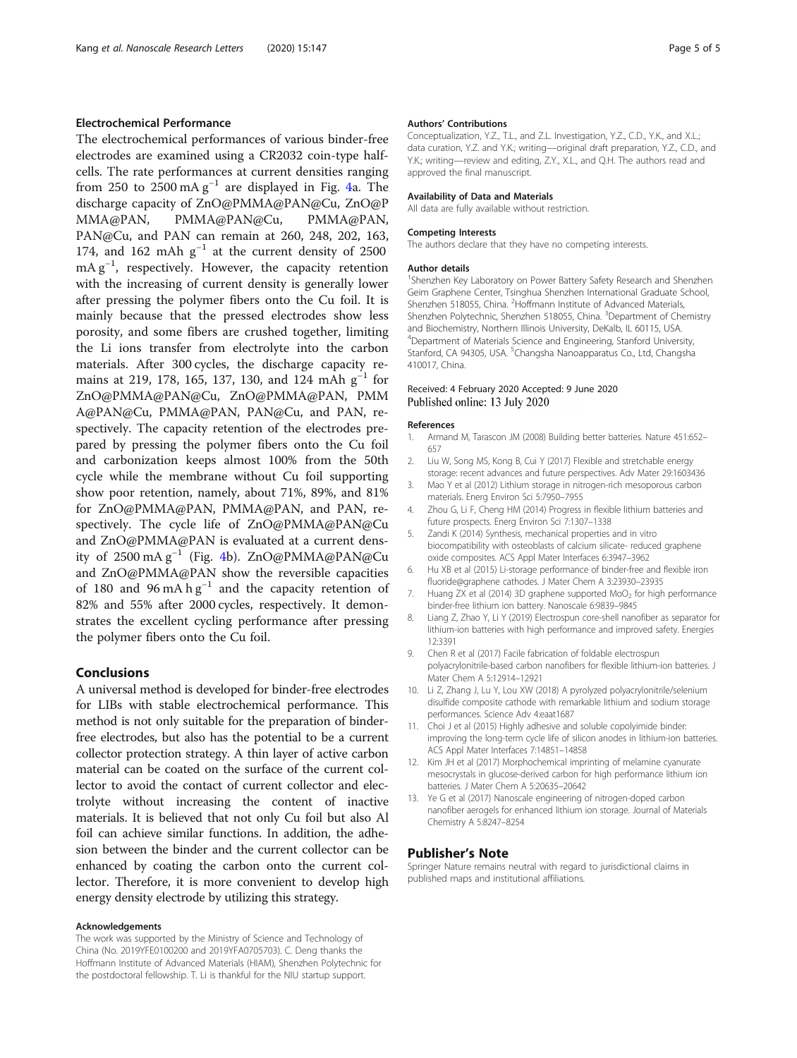## Electrochemical Performance

The electrochemical performances of various binder-free electrodes are examined using a CR2032 coin-type half-cells. The rate performances at current densities ranging from 250 to 2500 mA $g^{-1}$ are displayed in Fig. 4a. The discharge capacity of ZnO@PMMA@PAN@Cu, ZnO@PMMA@PAN, PMMA@PAN@Cu, PMMA@PAN, PAN@Cu, and PAN can remain at 260, 248, 202, 163, 174, and 162 mAh $g^{-1}$ at the current density of 2500 mA $g^{-1}$, respectively. However, the capacity retention with the increasing of current density is generally lower after pressing the polymer fibers onto the Cu foil. It is mainly because that the pressed electrodes show less porosity, and some fibers are crushed together, limiting the Li ions transfer from electrolyte into the carbon materials. After 300 cycles, the discharge capacity remains at 219, 178, 165, 137, 130, and 124 mAh $g^{-1}$ for ZnO@PMMA@PAN@Cu, ZnO@PMMA@PAN, PMMA@PAN@Cu, PMMA@PAN, PAN@Cu, and PAN, respectively. The capacity retention of the electrodes prepared by pressing the polymer fibers onto the Cu foil and carbonization keeps almost 100% from the 50th cycle while the membrane without Cu foil supporting show poor retention, namely, about 71%, 89%, and 81% for ZnO@PMMA@PAN, PMMA@PAN, and PAN, respectively. The cycle life of ZnO@PMMA@PAN@Cu and ZnO@PMMA@PAN is evaluated at a current density of 2500 mA $g^{-1}$ (Fig. 4b). ZnO@PMMA@PAN@Cu and ZnO@PMMA@PAN show the reversible capacities of 180 and 96 mA h $g^{-1}$ and the capacity retention of 82% and 55% after 2000 cycles, respectively. It demonstrates the excellent cycling performance after pressing the polymer fibers onto the Cu foil.

## Conclusions

A universal method is developed for binder-free electrodes for LIBs with stable electrochemical performance. This method is not only suitable for the preparation of binder-free electrodes, but also has the potential to be a current collector protection strategy. A thin layer of active carbon material can be coated on the surface of the current collector to avoid the contact of current collector and electrolyte without increasing the content of inactive materials. It is believed that not only Cu foil but also Al foil can achieve similar functions. In addition, the adhesion between the binder and the current collector can be enhanced by coating the carbon onto the current collector. Therefore, it is more convenient to develop high energy density electrode by utilizing this strategy.

#### Acknowledgements

The work was supported by the Ministry of Science and Technology of China (No. 2019YFE0100200 and 2019YFA0705703). C. Deng thanks the Hoffmann Institute of Advanced Materials (HIAM), Shenzhen Polytechnic for the postdoctoral fellowship. T. Li is thankful for the NIU startup support.

#### Authors' Contributions

Conceptualization, Y.Z., T.L., and Z.L. Investigation, Y.Z., C.D., Y.K., and X.L.; data curation, Y.Z. and Y.K.; writing—original draft preparation, Y.Z., C.D., and Y.K.; writing—review and editing, Z.Y., X.L., and Q.H. The authors read and approved the final manuscript.

#### Availability of Data and Materials

All data are fully available without restriction.

#### Competing Interests

The authors declare that they have no competing interests.

#### Author details

[1]Shenzhen Key Laboratory on Power Battery Safety Research and Shenzhen Geim Graphene Center, Tsinghua Shenzhen International Graduate School, Shenzhen 518055, China. [2]Hoffmann Institute of Advanced Materials, Shenzhen Polytechnic, Shenzhen 518055, China. [3]Department of Chemistry and Biochemistry, Northern Illinois University, DeKalb, IL 60115, USA. [4]Department of Materials Science and Engineering, Stanford University, Stanford, CA 94305, USA. [5]Changsha Nanoapparatus Co., Ltd, Changsha 410017, China.

Received: 4 February 2020 Accepted: 9 June 2020
Published online: 13 July 2020

#### References

1. Armand M, Tarascon JM (2008) Building better batteries. Nature 451:652–657
2. Liu W, Song MS, Kong B, Cui Y (2017) Flexible and stretchable energy storage: recent advances and future perspectives. Adv Mater 29:1603436
3. Mao Y et al (2012) Lithium storage in nitrogen-rich mesoporous carbon materials. Energ Environ Sci 5:7950–7955
4. Zhou G, Li F, Cheng HM (2014) Progress in flexible lithium batteries and future prospects. Energ Environ Sci 7:1307–1338
5. Zandi K (2014) Synthesis, mechanical properties and in vitro biocompatibility with osteoblasts of calcium silicate- reduced graphene oxide composites. ACS Appl Mater Interfaces 6:3947–3962
6. Hu XB et al (2015) Li-storage performance of binder-free and flexible iron fluoride@graphene cathodes. J Mater Chem A 3:23930–23935
7. Huang ZX et al (2014) 3D graphene supported $MoO_2$ for high performance binder-free lithium ion battery. Nanoscale 6:9839–9845
8. Liang Z, Zhao Y, Li Y (2019) Electrospun core-shell nanofiber as separator for lithium-ion batteries with high performance and improved safety. Energies 12:3391
9. Chen R et al (2017) Facile fabrication of foldable electrospun polyacrylonitrile-based carbon nanofibers for flexible lithium-ion batteries. J Mater Chem A 5:12914–12921
10. Li Z, Zhang J, Lu Y, Lou XW (2018) A pyrolyzed polyacrylonitrile/selenium disulfide composite cathode with remarkable lithium and sodium storage performances. Science Adv 4:eaat1687
11. Choi J et al (2015) Highly adhesive and soluble copolyimide binder: improving the long-term cycle life of silicon anodes in lithium-ion batteries. ACS Appl Mater Interfaces 7:14851–14858
12. Kim JH et al (2017) Morphochemical imprinting of melamine cyanurate mesocrystals in glucose-derived carbon for high performance lithium ion batteries. J Mater Chem A 5:20635–20642
13. Ye G et al (2017) Nanoscale engineering of nitrogen-doped carbon nanofiber aerogels for enhanced lithium ion storage. Journal of Materials Chemistry A 5:8247–8254

## Publisher's Note

Springer Nature remains neutral with regard to jurisdictional claims in published maps and institutional affiliations.